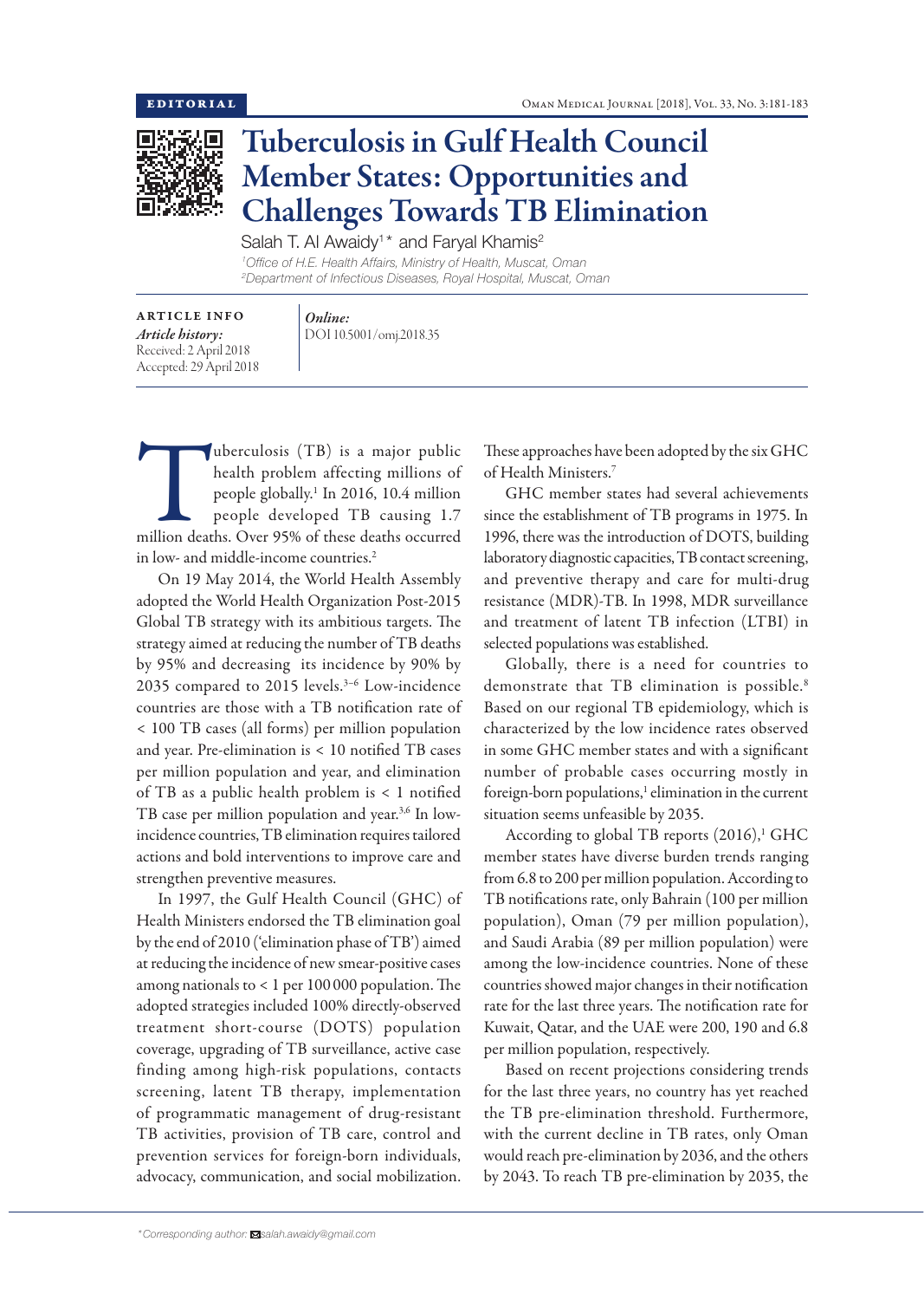EDITORIAL

# Tuberculosis in Gulf Health Council Member States: Opportunities and Challenges Towards TB Elimination

Salah T. Al Awaidy[1]* and Faryal Khamis[2]

[1]*Office of H.E. Health Affairs, Ministry of Health, Muscat, Oman*
[2]*Department of Infectious Diseases, Royal Hospital, Muscat, Oman*

**ARTICLE INFO**
*Article history:*
Received: 2 April 2018
Accepted: 29 April 2018

*Online:*
DOI 10.5001/omj.2018.35

Tuberculosis (TB) is a major public health problem affecting millions of people globally.[1] In 2016, 10.4 million people developed TB causing 1.7 million deaths. Over 95% of these deaths occurred in low- and middle-income countries.[2]

On 19 May 2014, the World Health Assembly adopted the World Health Organization Post-2015 Global TB strategy with its ambitious targets. The strategy aimed at reducing the number of TB deaths by 95% and decreasing its incidence by 90% by 2035 compared to 2015 levels.[3–6] Low-incidence countries are those with a TB notification rate of < 100 TB cases (all forms) per million population and year. Pre-elimination is < 10 notified TB cases per million population and year, and elimination of TB as a public health problem is < 1 notified TB case per million population and year.[3,6] In low-incidence countries, TB elimination requires tailored actions and bold interventions to improve care and strengthen preventive measures.

In 1997, the Gulf Health Council (GHC) of Health Ministers endorsed the TB elimination goal by the end of 2010 ('elimination phase of TB') aimed at reducing the incidence of new smear-positive cases among nationals to < 1 per 100 000 population. The adopted strategies included 100% directly-observed treatment short-course (DOTS) population coverage, upgrading of TB surveillance, active case finding among high-risk populations, contacts screening, latent TB therapy, implementation of programmatic management of drug-resistant TB activities, provision of TB care, control and prevention services for foreign-born individuals, advocacy, communication, and social mobilization. These approaches have been adopted by the six GHC of Health Ministers.[7]

GHC member states had several achievements since the establishment of TB programs in 1975. In 1996, there was the introduction of DOTS, building laboratory diagnostic capacities, TB contact screening, and preventive therapy and care for multi-drug resistance (MDR)-TB. In 1998, MDR surveillance and treatment of latent TB infection (LTBI) in selected populations was established.

Globally, there is a need for countries to demonstrate that TB elimination is possible.[8] Based on our regional TB epidemiology, which is characterized by the low incidence rates observed in some GHC member states and with a significant number of probable cases occurring mostly in foreign-born populations,[1] elimination in the current situation seems unfeasible by 2035.

According to global TB reports (2016),[1] GHC member states have diverse burden trends ranging from 6.8 to 200 per million population. According to TB notifications rate, only Bahrain (100 per million population), Oman (79 per million population), and Saudi Arabia (89 per million population) were among the low-incidence countries. None of these countries showed major changes in their notification rate for the last three years. The notification rate for Kuwait, Qatar, and the UAE were 200, 190 and 6.8 per million population, respectively.

Based on recent projections considering trends for the last three years, no country has yet reached the TB pre-elimination threshold. Furthermore, with the current decline in TB rates, only Oman would reach pre-elimination by 2036, and the others by 2043. To reach TB pre-elimination by 2035, the

*Corresponding author: salah.awaidy@gmail.com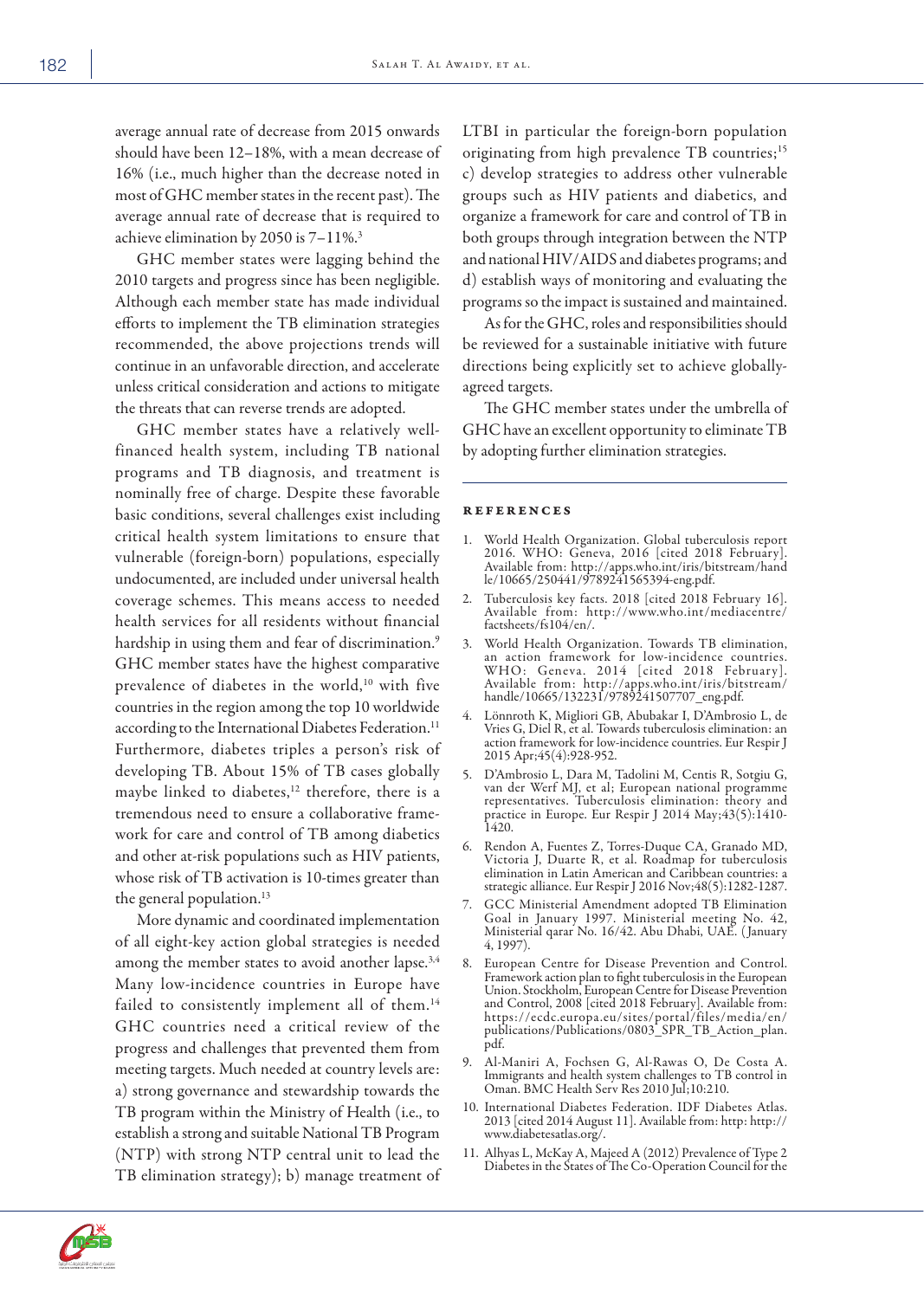average annual rate of decrease from 2015 onwards should have been 12–18%, with a mean decrease of 16% (i.e., much higher than the decrease noted in most of GHC member states in the recent past). The average annual rate of decrease that is required to achieve elimination by 2050 is 7–11%.[3]

GHC member states were lagging behind the 2010 targets and progress since has been negligible. Although each member state has made individual efforts to implement the TB elimination strategies recommended, the above projections trends will continue in an unfavorable direction, and accelerate unless critical consideration and actions to mitigate the threats that can reverse trends are adopted.

GHC member states have a relatively well-financed health system, including TB national programs and TB diagnosis, and treatment is nominally free of charge. Despite these favorable basic conditions, several challenges exist including critical health system limitations to ensure that vulnerable (foreign-born) populations, especially undocumented, are included under universal health coverage schemes. This means access to needed health services for all residents without financial hardship in using them and fear of discrimination.[9] GHC member states have the highest comparative prevalence of diabetes in the world,[10] with five countries in the region among the top 10 worldwide according to the International Diabetes Federation.[11] Furthermore, diabetes triples a person's risk of developing TB. About 15% of TB cases globally maybe linked to diabetes,[12] therefore, there is a tremendous need to ensure a collaborative framework for care and control of TB among diabetics and other at-risk populations such as HIV patients, whose risk of TB activation is 10-times greater than the general population.[13]

More dynamic and coordinated implementation of all eight-key action global strategies is needed among the member states to avoid another lapse.[3,4] Many low-incidence countries in Europe have failed to consistently implement all of them.[14] GHC countries need a critical review of the progress and challenges that prevented them from meeting targets. Much needed at country levels are: a) strong governance and stewardship towards the TB program within the Ministry of Health (i.e., to establish a strong and suitable National TB Program (NTP) with strong NTP central unit to lead the TB elimination strategy); b) manage treatment of LTBI in particular the foreign-born population originating from high prevalence TB countries;[15] c) develop strategies to address other vulnerable groups such as HIV patients and diabetics, and organize a framework for care and control of TB in both groups through integration between the NTP and national HIV/AIDS and diabetes programs; and d) establish ways of monitoring and evaluating the programs so the impact is sustained and maintained.

As for the GHC, roles and responsibilities should be reviewed for a sustainable initiative with future directions being explicitly set to achieve globally-agreed targets.

The GHC member states under the umbrella of GHC have an excellent opportunity to eliminate TB by adopting further elimination strategies.

## References

1. World Health Organization. Global tuberculosis report 2016. WHO: Geneva, 2016 [cited 2018 February]. Available from: http://apps.who.int/iris/bitstream/handle/10665/250441/9789241565394-eng.pdf.
2. Tuberculosis key facts. 2018 [cited 2018 February 16]. Available from: http://www.who.int/mediacentre/factsheets/fs104/en/.
3. World Health Organization. Towards TB elimination, an action framework for low-incidence countries. WHO: Geneva. 2014 [cited 2018 February]. Available from: http://apps.who.int/iris/bitstream/handle/10665/132231/9789241507707_eng.pdf.
4. Lönnroth K, Migliori GB, Abubakar I, D'Ambrosio L, de Vries G, Diel R, et al. Towards tuberculosis elimination: an action framework for low-incidence countries. Eur Respir J 2015 Apr;45(4):928-952.
5. D'Ambrosio L, Dara M, Tadolini M, Centis R, Sotgiu G, van der Werf MJ, et al; European national programme representatives. Tuberculosis elimination: theory and practice in Europe. Eur Respir J 2014 May;43(5):1410-1420.
6. Rendon A, Fuentes Z, Torres-Duque CA, Granado MD, Victoria J, Duarte R, et al. Roadmap for tuberculosis elimination in Latin American and Caribbean countries: a strategic alliance. Eur Respir J 2016 Nov;48(5):1282-1287.
7. GCC Ministerial Amendment adopted TB Elimination Goal in January 1997. Ministerial meeting No. 42, Ministerial qarar No. 16/42. Abu Dhabi, UAE. (January 4, 1997).
8. European Centre for Disease Prevention and Control. Framework action plan to fight tuberculosis in the European Union. Stockholm, European Centre for Disease Prevention and Control, 2008 [cited 2018 February]. Available from: https://ecdc.europa.eu/sites/portal/files/media/en/publications/Publications/0803_SPR_TB_Action_plan.pdf.
9. Al-Maniri A, Fochsen G, Al-Rawas O, De Costa A. Immigrants and health system challenges to TB control in Oman. BMC Health Serv Res 2010 Jul;10:210.
10. International Diabetes Federation. IDF Diabetes Atlas. 2013 [cited 2014 August 11]. Available from: http: http://www.diabetesatlas.org/.
11. Alhyas L, McKay A, Majeed A (2012) Prevalence of Type 2 Diabetes in the States of The Co-Operation Council for the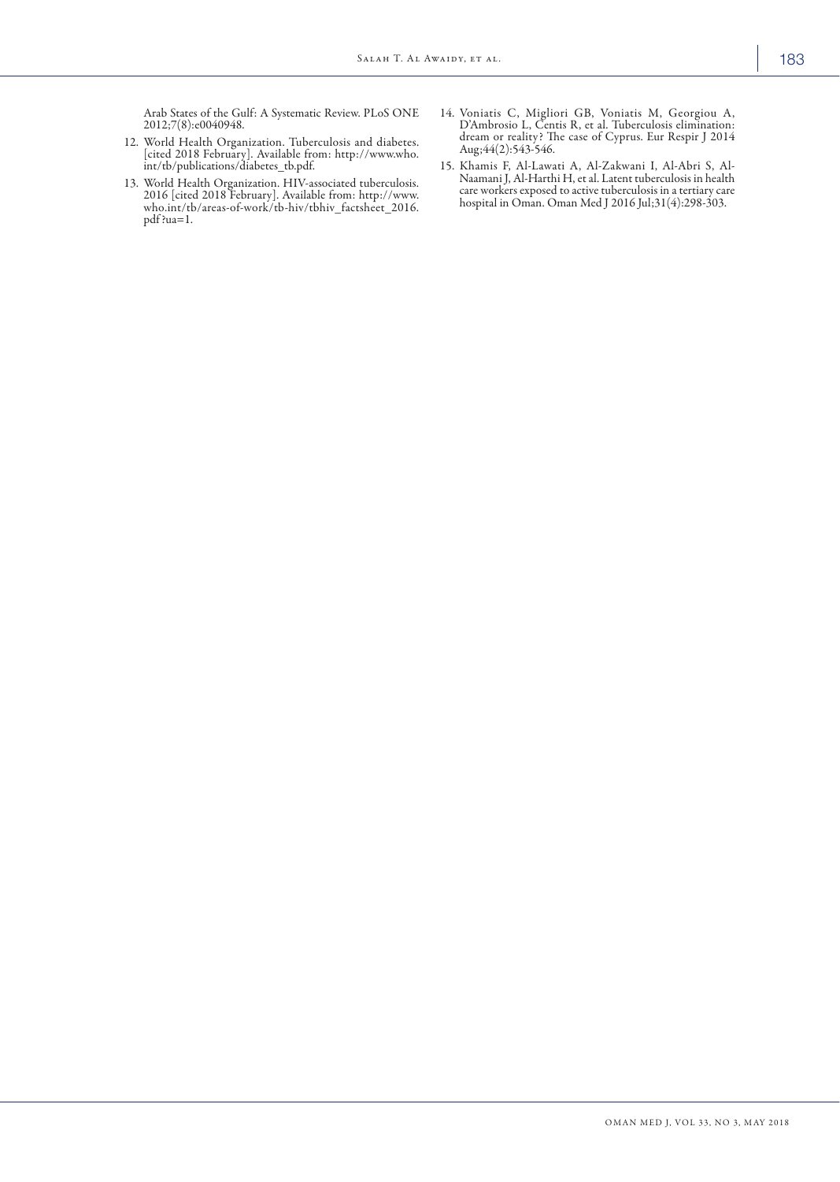Arab States of the Gulf: A Systematic Review. PLoS ONE 2012;7(8):e0040948.

12. World Health Organization. Tuberculosis and diabetes. [cited 2018 February]. Available from: http://www.who.int/tb/publications/diabetes_tb.pdf.
13. World Health Organization. HIV-associated tuberculosis. 2016 [cited 2018 February]. Available from: http://www.who.int/tb/areas-of-work/tb-hiv/tbhiv_factsheet_2016.pdf?ua=1.
14. Voniatis C, Migliori GB, Voniatis M, Georgiou A, D'Ambrosio L, Centis R, et al. Tuberculosis elimination: dream or reality? The case of Cyprus. Eur Respir J 2014 Aug;44(2):543-546.
15. Khamis F, Al-Lawati A, Al-Zakwani I, Al-Abri S, Al-Naamani J, Al-Harthi H, et al. Latent tuberculosis in health care workers exposed to active tuberculosis in a tertiary care hospital in Oman. Oman Med J 2016 Jul;31(4):298-303.